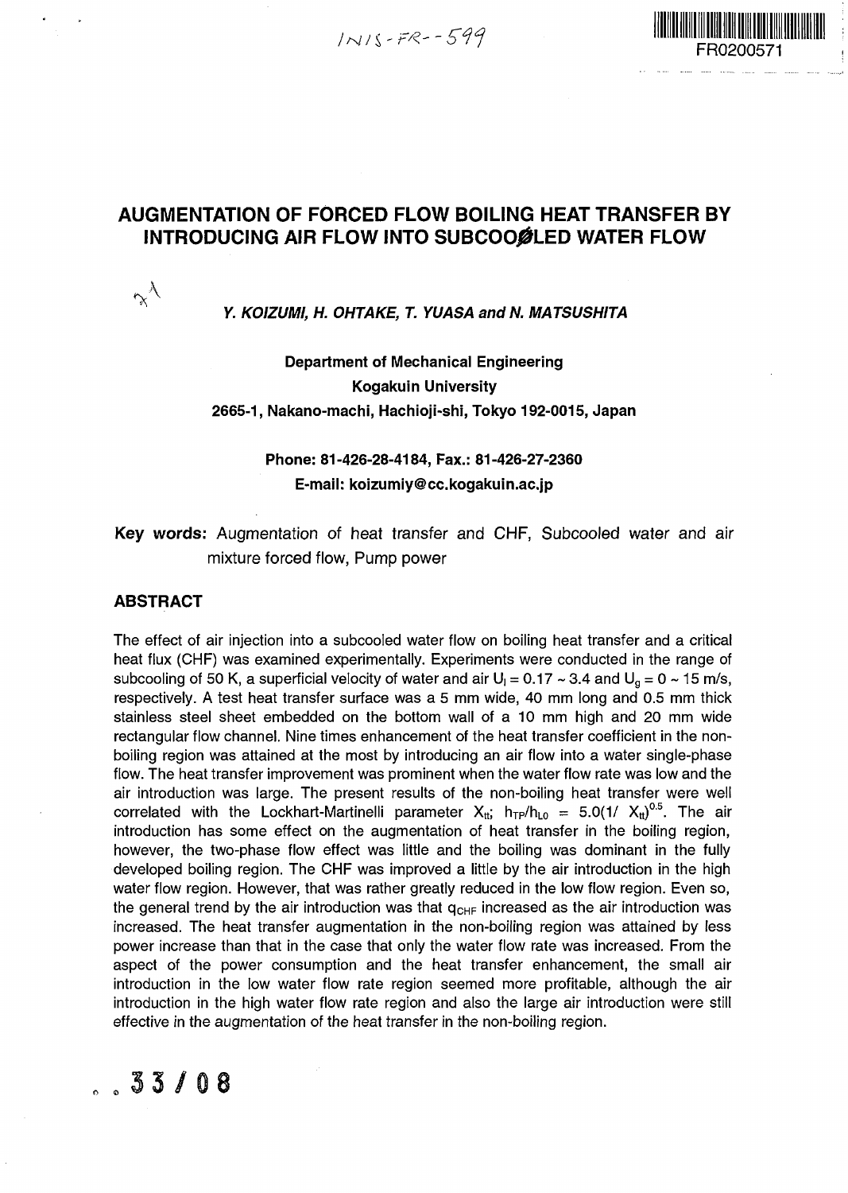# AUGMENTATION OF FORCED FLOW BOILING HEAT TRANSFER BY INTRODUCING AIR FLOW INTO SUBCOOLED WATER FLOW

***Y. KOIZUMI, H. OHTAKE, T. YUASA and N. MATSUSHITA***

**Department of Mechanical Engineering**
**Kogakuin University**
**2665-1, Nakano-machi, Hachioji-shi, Tokyo 192-0015, Japan**

**Phone: 81-426-28-4184, Fax.: 81-426-27-2360**
**E-mail: koizumiy@cc.kogakuin.ac.jp**

**Key words:** Augmentation of heat transfer and CHF, Subcooled water and air mixture forced flow, Pump power

## ABSTRACT

The effect of air injection into a subcooled water flow on boiling heat transfer and a critical heat flux (CHF) was examined experimentally. Experiments were conducted in the range of subcooling of 50 K, a superficial velocity of water and air $U_l = 0.17 \sim 3.4$ and $U_g = 0 \sim 15$ m/s, respectively. A test heat transfer surface was a 5 mm wide, 40 mm long and 0.5 mm thick stainless steel sheet embedded on the bottom wall of a 10 mm high and 20 mm wide rectangular flow channel. Nine times enhancement of the heat transfer coefficient in the non-boiling region was attained at the most by introducing an air flow into a water single-phase flow. The heat transfer improvement was prominent when the water flow rate was low and the air introduction was large. The present results of the non-boiling heat transfer were well correlated with the Lockhart-Martinelli parameter $X_{tt}$; $h_{TP}/h_{L0} = 5.0(1/X_{tt})^{0.5}$. The air introduction has some effect on the augmentation of heat transfer in the boiling region, however, the two-phase flow effect was little and the boiling was dominant in the fully developed boiling region. The CHF was improved a little by the air introduction in the high water flow region. However, that was rather greatly reduced in the low flow region. Even so, the general trend by the air introduction was that $q_{CHF}$ increased as the air introduction was increased. The heat transfer augmentation in the non-boiling region was attained by less power increase than that in the case that only the water flow rate was increased. From the aspect of the power consumption and the heat transfer enhancement, the small air introduction in the low water flow rate region seemed more profitable, although the air introduction in the high water flow rate region and also the large air introduction were still effective in the augmentation of the heat transfer in the non-boiling region.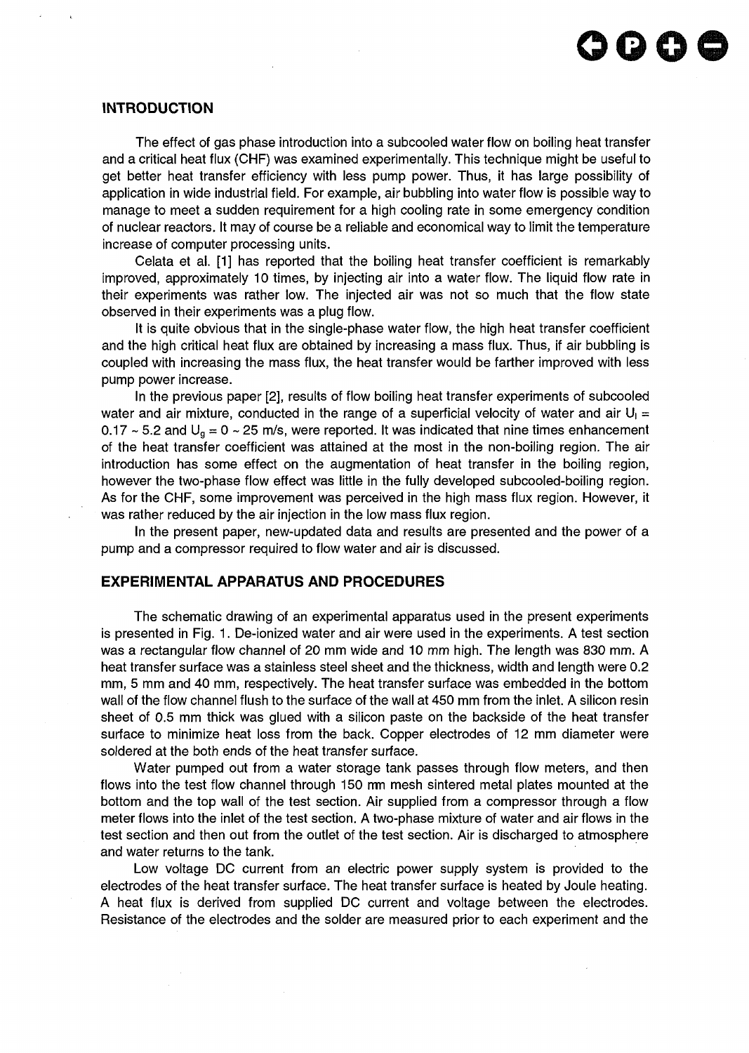## INTRODUCTION

The effect of gas phase introduction into a subcooled water flow on boiling heat transfer and a critical heat flux (CHF) was examined experimentally. This technique might be useful to get better heat transfer efficiency with less pump power. Thus, it has large possibility of application in wide industrial field. For example, air bubbling into water flow is possible way to manage to meet a sudden requirement for a high cooling rate in some emergency condition of nuclear reactors. It may of course be a reliable and economical way to limit the temperature increase of computer processing units.

Celata et al. [1] has reported that the boiling heat transfer coefficient is remarkably improved, approximately 10 times, by injecting air into a water flow. The liquid flow rate in their experiments was rather low. The injected air was not so much that the flow state observed in their experiments was a plug flow.

It is quite obvious that in the single-phase water flow, the high heat transfer coefficient and the high critical heat flux are obtained by increasing a mass flux. Thus, if air bubbling is coupled with increasing the mass flux, the heat transfer would be farther improved with less pump power increase.

In the previous paper [2], results of flow boiling heat transfer experiments of subcooled water and air mixture, conducted in the range of a superficial velocity of water and air $U_l$ = 0.17 ~ 5.2 and $U_g$ = 0 ~ 25 m/s, were reported. It was indicated that nine times enhancement of the heat transfer coefficient was attained at the most in the non-boiling region. The air introduction has some effect on the augmentation of heat transfer in the boiling region, however the two-phase flow effect was little in the fully developed subcooled-boiling region. As for the CHF, some improvement was perceived in the high mass flux region. However, it was rather reduced by the air injection in the low mass flux region.

In the present paper, new-updated data and results are presented and the power of a pump and a compressor required to flow water and air is discussed.

## EXPERIMENTAL APPARATUS AND PROCEDURES

The schematic drawing of an experimental apparatus used in the present experiments is presented in Fig. 1. De-ionized water and air were used in the experiments. A test section was a rectangular flow channel of 20 mm wide and 10 mm high. The length was 830 mm. A heat transfer surface was a stainless steel sheet and the thickness, width and length were 0.2 mm, 5 mm and 40 mm, respectively. The heat transfer surface was embedded in the bottom wall of the flow channel flush to the surface of the wall at 450 mm from the inlet. A silicon resin sheet of 0.5 mm thick was glued with a silicon paste on the backside of the heat transfer surface to minimize heat loss from the back. Copper electrodes of 12 mm diameter were soldered at the both ends of the heat transfer surface.

Water pumped out from a water storage tank passes through flow meters, and then flows into the test flow channel through 150 mm mesh sintered metal plates mounted at the bottom and the top wall of the test section. Air supplied from a compressor through a flow meter flows into the inlet of the test section. A two-phase mixture of water and air flows in the test section and then out from the outlet of the test section. Air is discharged to atmosphere and water returns to the tank.

Low voltage DC current from an electric power supply system is provided to the electrodes of the heat transfer surface. The heat transfer surface is heated by Joule heating. A heat flux is derived from supplied DC current and voltage between the electrodes. Resistance of the electrodes and the solder are measured prior to each experiment and the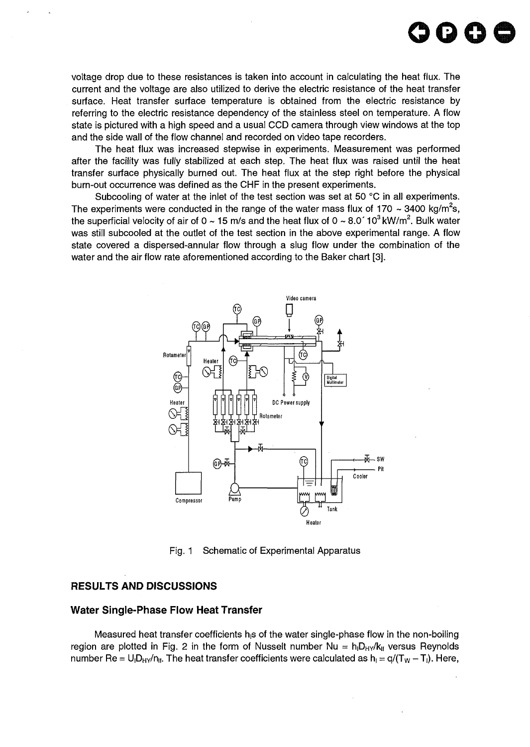voltage drop due to these resistances is taken into account in calculating the heat flux. The current and the voltage are also utilized to derive the electric resistance of the heat transfer surface. Heat transfer surface temperature is obtained from the electric resistance by referring to the electric resistance dependency of the stainless steel on temperature. A flow state is pictured with a high speed and a usual CCD camera through view windows at the top and the side wall of the flow channel and recorded on video tape recorders.

The heat flux was increased stepwise in experiments. Measurement was performed after the facility was fully stabilized at each step. The heat flux was raised until the heat transfer surface physically burned out. The heat flux at the step right before the physical burn-out occurrence was defined as the CHF in the present experiments.

Subcooling of water at the inlet of the test section was set at 50 °C in all experiments. The experiments were conducted in the range of the water mass flux of 170 ~ 3400 kg/m$^2$s, the superficial velocity of air of 0 ~ 15 m/s and the heat flux of 0 ~ 8.0´10$^3$ kW/m$^2$. Bulk water was still subcooled at the outlet of the test section in the above experimental range. A flow state covered a dispersed-annular flow through a slug flow under the combination of the water and the air flow rate aforementioned according to the Baker chart [3].

Fig. 1 Schematic of Experimental Apparatus

## RESULTS AND DISCUSSIONS

### Water Single-Phase Flow Heat Transfer

Measured heat transfer coefficients $h_l$s of the water single-phase flow in the non-boiling region are plotted in Fig. 2 in the form of Nusselt number $Nu = h_l D_{HY}/k_{lf}$ versus Reynolds number $Re = U_l D_{HY}/n_{lf}$. The heat transfer coefficients were calculated as $h_l = q/(T_W - T_l)$. Here,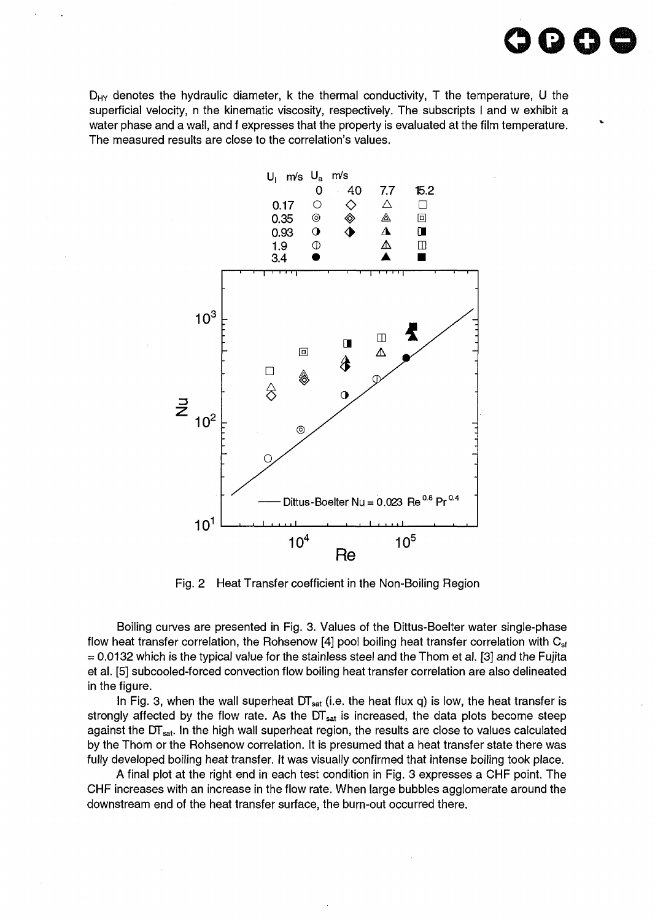$D_{HY}$ denotes the hydraulic diameter, k the thermal conductivity, T the temperature, U the superficial velocity, n the kinematic viscosity, respectively. The subscripts l and w exhibit a water phase and a wall, and f expresses that the property is evaluated at the film temperature. The measured results are close to the correlation's values.

Fig. 2 Heat Transfer coefficient in the Non-Boiling Region

Boiling curves are presented in Fig. 3. Values of the Dittus-Boelter water single-phase flow heat transfer correlation, the Rohsenow [4] pool boiling heat transfer correlation with $C_{sf}$ = 0.0132 which is the typical value for the stainless steel and the Thom et al. [3] and the Fujita et al. [5] subcooled-forced convection flow boiling heat transfer correlation are also delineated in the figure.

In Fig. 3, when the wall superheat $DT_{sat}$ (i.e. the heat flux q) is low, the heat transfer is strongly affected by the flow rate. As the $DT_{sat}$ is increased, the data plots become steep against the $DT_{sat}$. In the high wall superheat region, the results are close to values calculated by the Thom or the Rohsenow correlation. It is presumed that a heat transfer state there was fully developed boiling heat transfer. It was visually confirmed that intense boiling took place.

A final plot at the right end in each test condition in Fig. 3 expresses a CHF point. The CHF increases with an increase in the flow rate. When large bubbles agglomerate around the downstream end of the heat transfer surface, the burn-out occurred there.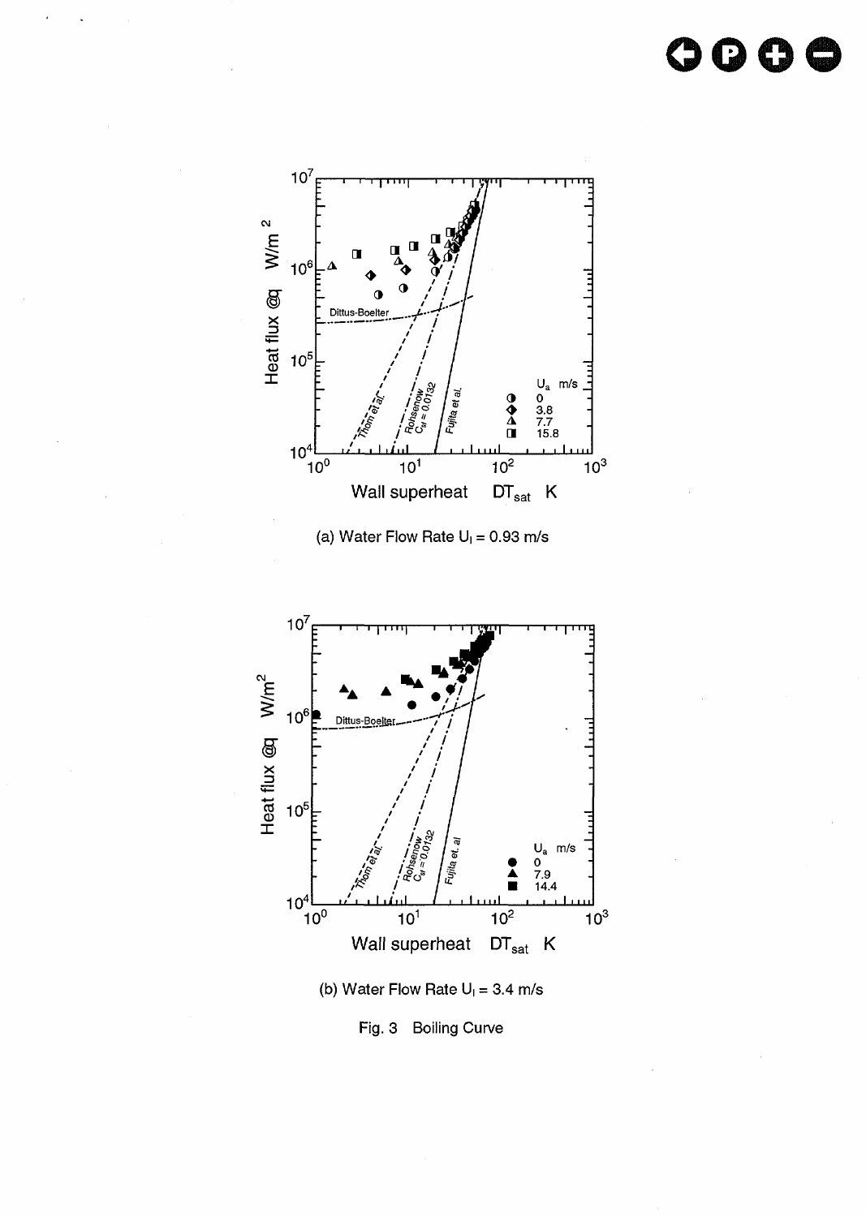(a) Water Flow Rate $U_l$ = 0.93 m/s

(b) Water Flow Rate $U_l$ = 3.4 m/s

Fig. 3 Boiling Curve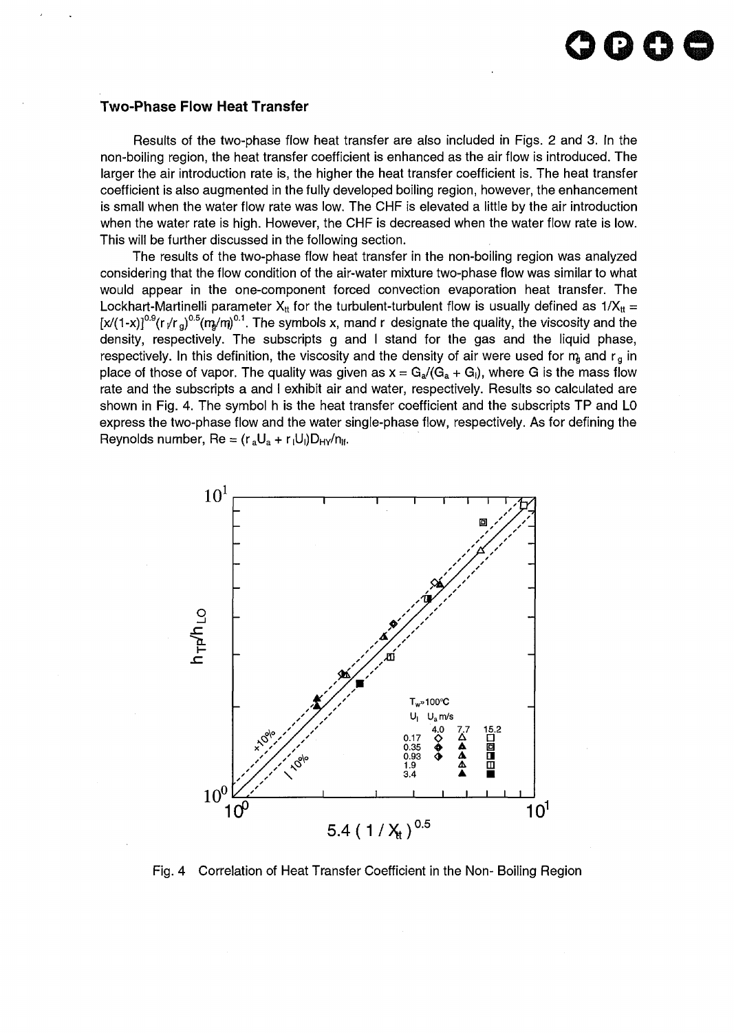## Two-Phase Flow Heat Transfer

Results of the two-phase flow heat transfer are also included in Figs. 2 and 3. In the non-boiling region, the heat transfer coefficient is enhanced as the air flow is introduced. The larger the air introduction rate is, the higher the heat transfer coefficient is. The heat transfer coefficient is also augmented in the fully developed boiling region, however, the enhancement is small when the water flow rate was low. The CHF is elevated a little by the air introduction when the water rate is high. However, the CHF is decreased when the water flow rate is low. This will be further discussed in the following section.

The results of the two-phase flow heat transfer in the non-boiling region was analyzed considering that the flow condition of the air-water mixture two-phase flow was similar to what would appear in the one-component forced convection evaporation heat transfer. The Lockhart-Martinelli parameter $X_{tt}$ for the turbulent-turbulent flow is usually defined as $1/X_{tt} = [x/(1-x)]^{0.9}(r_l/r_g)^{0.5}(m_g/m_l)^{0.1}$. The symbols x, m and r designate the quality, the viscosity and the density, respectively. The subscripts g and l stand for the gas and the liquid phase, respectively. In this definition, the viscosity and the density of air were used for $m_g$ and $r_g$ in place of those of vapor. The quality was given as $x = G_a/(G_a + G_l)$, where G is the mass flow rate and the subscripts a and l exhibit air and water, respectively. Results so calculated are shown in Fig. 4. The symbol h is the heat transfer coefficient and the subscripts TP and LO express the two-phase flow and the water single-phase flow, respectively. As for defining the Reynolds number, $Re = (r_a U_a + r_l U_l) D_{HY} / n_{lf}$.

Fig. 4 Correlation of Heat Transfer Coefficient in the Non- Boiling Region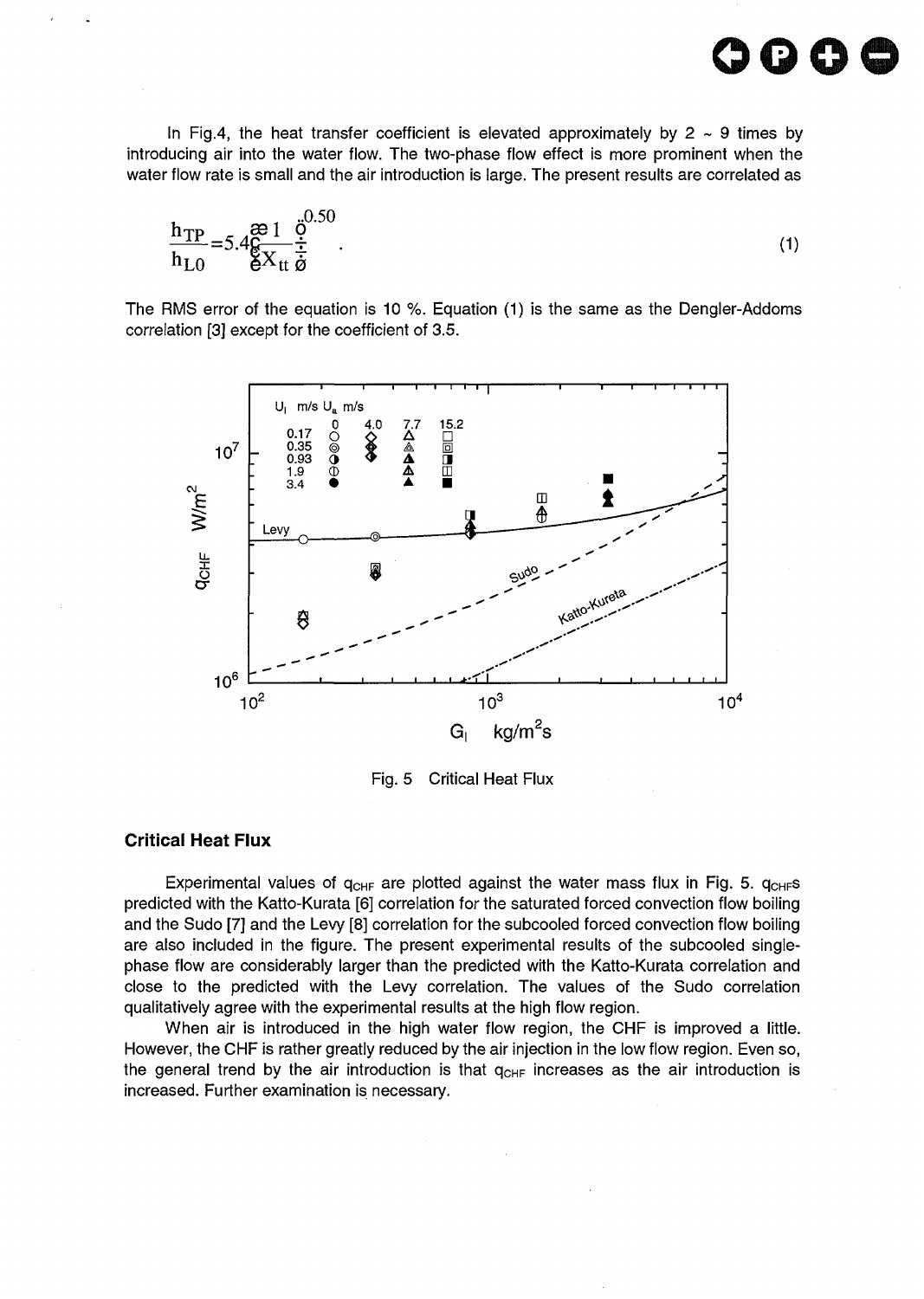In Fig.4, the heat transfer coefficient is elevated approximately by 2 ~ 9 times by introducing air into the water flow. The two-phase flow effect is more prominent when the water flow rate is small and the air introduction is large. The present results are correlated as

$$\frac{h_{TP}}{h_{L0}} = 5.4\left(\frac{1}{X_{tt}}\right)^{0.50} \quad . \tag{1}$$

The RMS error of the equation is 10 %. Equation (1) is the same as the Dengler-Addoms correlation [3] except for the coefficient of 3.5.

Fig. 5 Critical Heat Flux

## Critical Heat Flux

Experimental values of $q_{CHF}$ are plotted against the water mass flux in Fig. 5. $q_{CHF}$s predicted with the Katto-Kurata [6] correlation for the saturated forced convection flow boiling and the Sudo [7] and the Levy [8] correlation for the subcooled forced convection flow boiling are also included in the figure. The present experimental results of the subcooled single-phase flow are considerably larger than the predicted with the Katto-Kurata correlation and close to the predicted with the Levy correlation. The values of the Sudo correlation qualitatively agree with the experimental results at the high flow region.

When air is introduced in the high water flow region, the CHF is improved a little. However, the CHF is rather greatly reduced by the air injection in the low flow region. Even so, the general trend by the air introduction is that $q_{CHF}$ increases as the air introduction is increased. Further examination is necessary.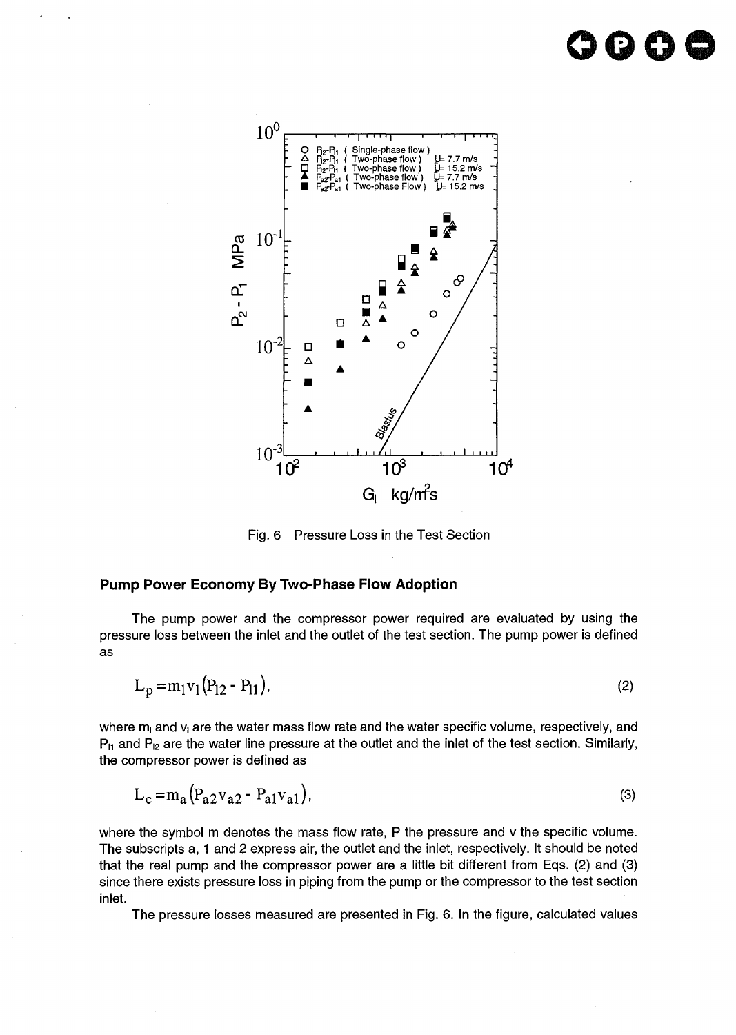Fig. 6 Pressure Loss in the Test Section

## Pump Power Economy By Two-Phase Flow Adoption

The pump power and the compressor power required are evaluated by using the pressure loss between the inlet and the outlet of the test section. The pump power is defined as

$$L_p = m_l v_l (P_{l2} - P_{l1}), \tag{2}$$

where $m_l$ and $v_l$ are the water mass flow rate and the water specific volume, respectively, and $P_{l1}$ and $P_{l2}$ are the water line pressure at the outlet and the inlet of the test section. Similarly, the compressor power is defined as

$$L_c = m_a (P_{a2} v_{a2} - P_{a1} v_{a1}), \tag{3}$$

where the symbol m denotes the mass flow rate, P the pressure and v the specific volume. The subscripts a, 1 and 2 express air, the outlet and the inlet, respectively. It should be noted that the real pump and the compressor power are a little bit different from Eqs. (2) and (3) since there exists pressure loss in piping from the pump or the compressor to the test section inlet.

The pressure losses measured are presented in Fig. 6. In the figure, calculated values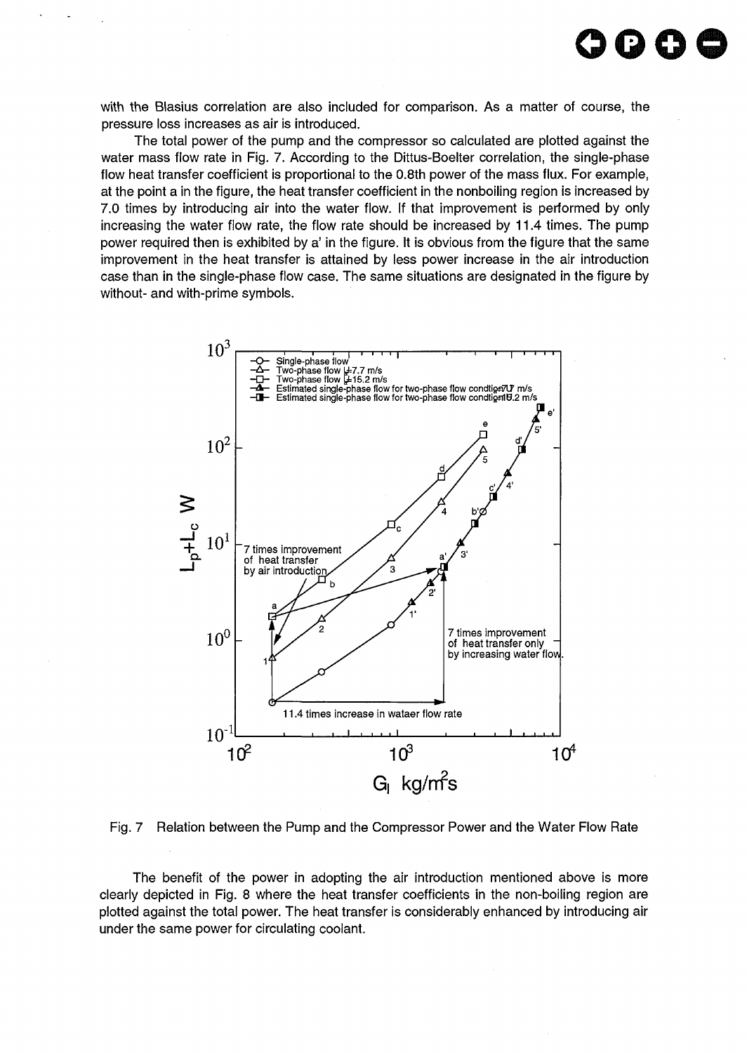with the Blasius correlation are also included for comparison. As a matter of course, the pressure loss increases as air is introduced.

The total power of the pump and the compressor so calculated are plotted against the water mass flow rate in Fig. 7. According to the Dittus-Boelter correlation, the single-phase flow heat transfer coefficient is proportional to the 0.8th power of the mass flux. For example, at the point a in the figure, the heat transfer coefficient in the nonboiling region is increased by 7.0 times by introducing air into the water flow. If that improvement is performed by only increasing the water flow rate, the flow rate should be increased by 11.4 times. The pump power required then is exhibited by a' in the figure. It is obvious from the figure that the same improvement in the heat transfer is attained by less power increase in the air introduction case than in the single-phase flow case. The same situations are designated in the figure by without- and with-prime symbols.

Fig. 7 Relation between the Pump and the Compressor Power and the Water Flow Rate

The benefit of the power in adopting the air introduction mentioned above is more clearly depicted in Fig. 8 where the heat transfer coefficients in the non-boiling region are plotted against the total power. The heat transfer is considerably enhanced by introducing air under the same power for circulating coolant.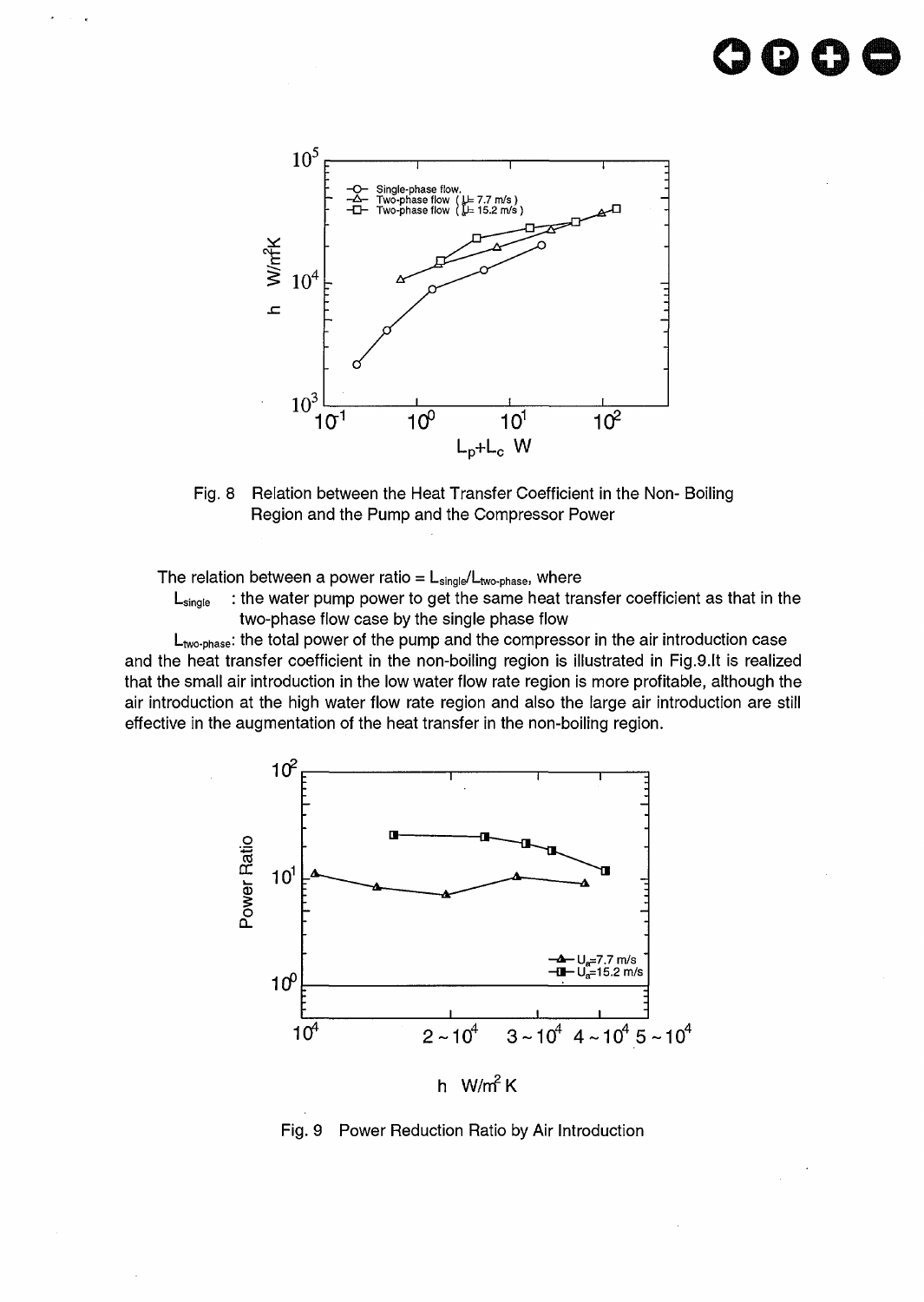Fig. 8 Relation between the Heat Transfer Coefficient in the Non- Boiling Region and the Pump and the Compressor Power

The relation between a power ratio = $L_{single}/L_{two\text{-}phase}$, where

$L_{single}$ : the water pump power to get the same heat transfer coefficient as that in the two-phase flow case by the single phase flow

$L_{two\text{-}phase}$: the total power of the pump and the compressor in the air introduction case

and the heat transfer coefficient in the non-boiling region is illustrated in Fig.9.It is realized that the small air introduction in the low water flow rate region is more profitable, although the air introduction at the high water flow rate region and also the large air introduction are still effective in the augmentation of the heat transfer in the non-boiling region.

Fig. 9 Power Reduction Ratio by Air Introduction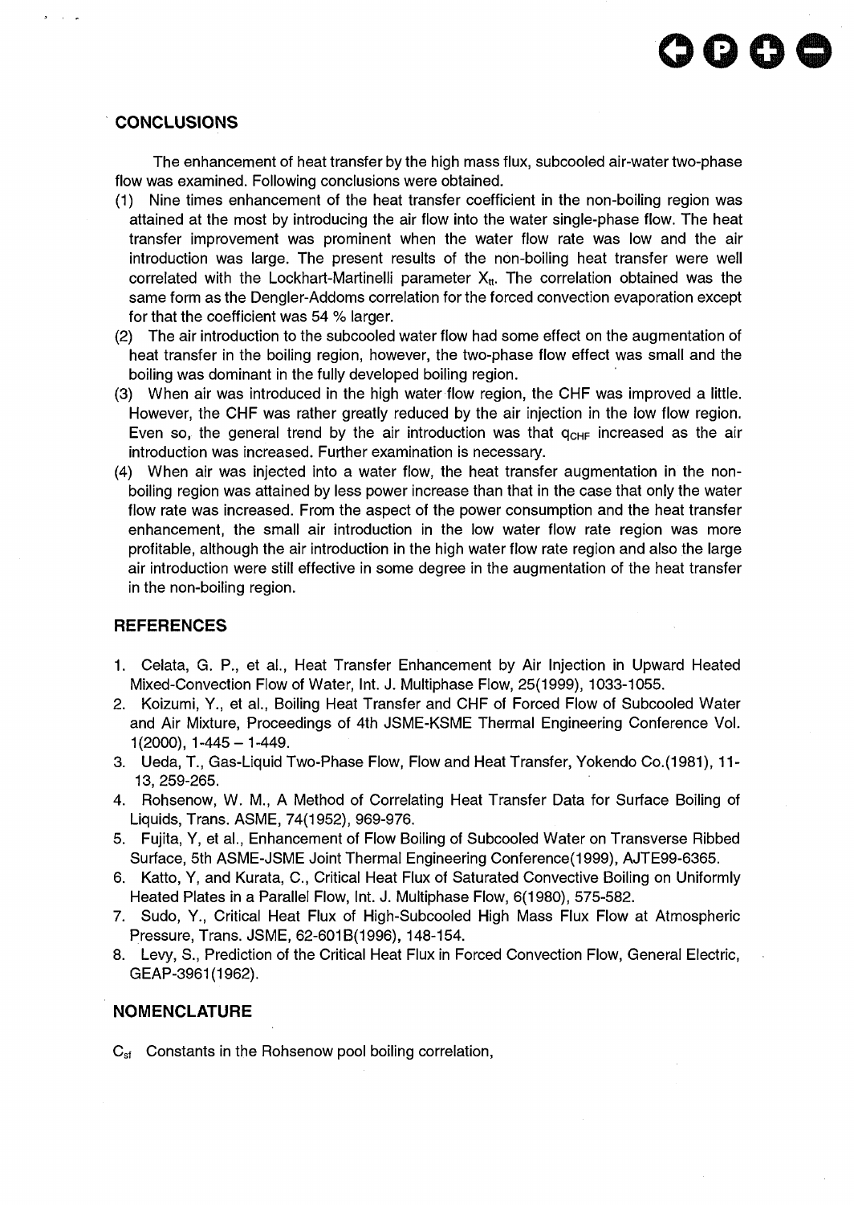## CONCLUSIONS

The enhancement of heat transfer by the high mass flux, subcooled air-water two-phase flow was examined. Following conclusions were obtained.

(1) Nine times enhancement of the heat transfer coefficient in the non-boiling region was attained at the most by introducing the air flow into the water single-phase flow. The heat transfer improvement was prominent when the water flow rate was low and the air introduction was large. The present results of the non-boiling heat transfer were well correlated with the Lockhart-Martinelli parameter $X_{tt}$. The correlation obtained was the same form as the Dengler-Addoms correlation for the forced convection evaporation except for that the coefficient was 54 % larger.

(2) The air introduction to the subcooled water flow had some effect on the augmentation of heat transfer in the boiling region, however, the two-phase flow effect was small and the boiling was dominant in the fully developed boiling region.

(3) When air was introduced in the high water flow region, the CHF was improved a little. However, the CHF was rather greatly reduced by the air injection in the low flow region. Even so, the general trend by the air introduction was that $q_{CHF}$ increased as the air introduction was increased. Further examination is necessary.

(4) When air was injected into a water flow, the heat transfer augmentation in the non-boiling region was attained by less power increase than that in the case that only the water flow rate was increased. From the aspect of the power consumption and the heat transfer enhancement, the small air introduction in the low water flow rate region was more profitable, although the air introduction in the high water flow rate region and also the large air introduction were still effective in some degree in the augmentation of the heat transfer in the non-boiling region.

## REFERENCES

1. Celata, G. P., et al., Heat Transfer Enhancement by Air Injection in Upward Heated Mixed-Convection Flow of Water, Int. J. Multiphase Flow, 25(1999), 1033-1055.
2. Koizumi, Y., et al., Boiling Heat Transfer and CHF of Forced Flow of Subcooled Water and Air Mixture, Proceedings of 4th JSME-KSME Thermal Engineering Conference Vol. 1(2000), 1-445 – 1-449.
3. Ueda, T., Gas-Liquid Two-Phase Flow, Flow and Heat Transfer, Yokendo Co.(1981), 11-13, 259-265.
4. Rohsenow, W. M., A Method of Correlating Heat Transfer Data for Surface Boiling of Liquids, Trans. ASME, 74(1952), 969-976.
5. Fujita, Y, et al., Enhancement of Flow Boiling of Subcooled Water on Transverse Ribbed Surface, 5th ASME-JSME Joint Thermal Engineering Conference(1999), AJTE99-6365.
6. Katto, Y, and Kurata, C., Critical Heat Flux of Saturated Convective Boiling on Uniformly Heated Plates in a Parallel Flow, Int. J. Multiphase Flow, 6(1980), 575-582.
7. Sudo, Y., Critical Heat Flux of High-Subcooled High Mass Flux Flow at Atmospheric Pressure, Trans. JSME, 62-601B(1996), 148-154.
8. Levy, S., Prediction of the Critical Heat Flux in Forced Convection Flow, General Electric, GEAP-3961(1962).

## NOMENCLATURE

$C_{sf}$ Constants in the Rohsenow pool boiling correlation,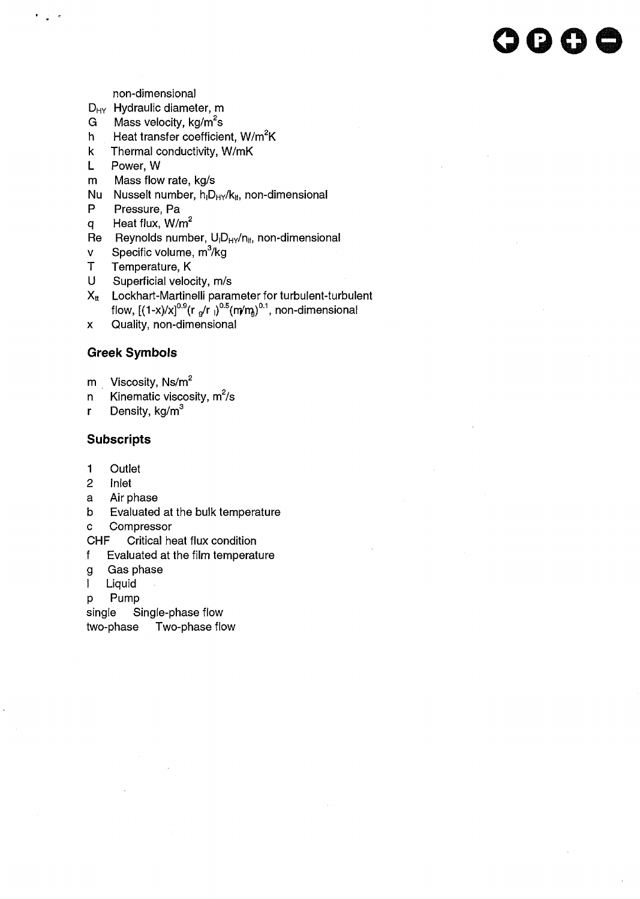non-dimensional

$D_{HY}$ Hydraulic diameter, m

G Mass velocity, kg/m$^2$s

h Heat transfer coefficient, W/m$^2$K

k Thermal conductivity, W/mK

L Power, W

m Mass flow rate, kg/s

Nu Nusselt number, $h_l D_{HY}/k_{lf}$, non-dimensional

P Pressure, Pa

q Heat flux, W/m$^2$

Re Reynolds number, $U_l D_{HY}/n_{lf}$, non-dimensional

v Specific volume, m$^3$/kg

T Temperature, K

U Superficial velocity, m/s

$X_{tt}$ Lockhart-Martinelli parameter for turbulent-turbulent flow, $[(1-x)/x]^{0.9}(r_g/r_l)^{0.5}(m_l/m_g)^{0.1}$, non-dimensional

x Quality, non-dimensional

## Greek Symbols

m Viscosity, Ns/m$^2$

n Kinematic viscosity, m$^2$/s

r Density, kg/m$^3$

## Subscripts

1 Outlet

2 Inlet

a Air phase

b Evaluated at the bulk temperature

c Compressor

CHF Critical heat flux condition

f Evaluated at the film temperature

g Gas phase

l Liquid

p Pump

single Single-phase flow

two-phase Two-phase flow